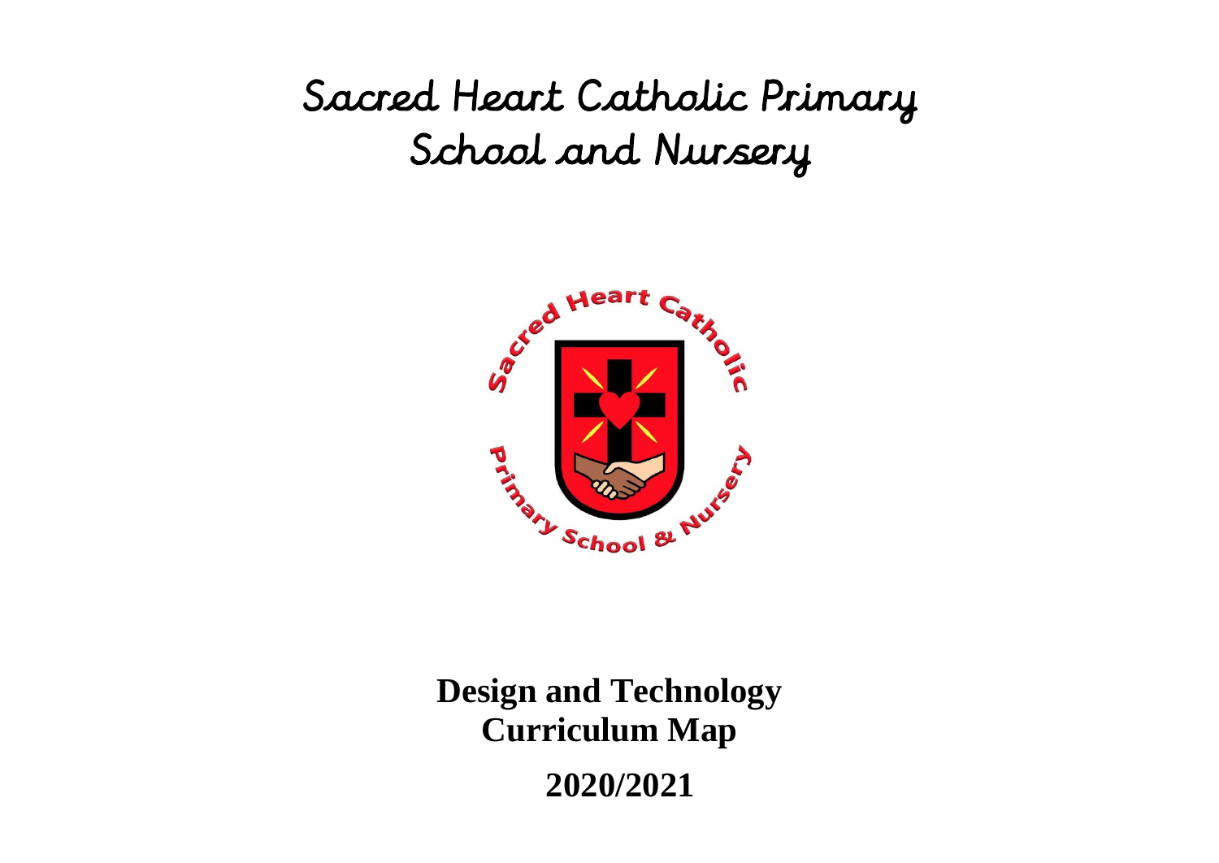# Sacred Heart Catholic Primary School and Nursery

## Design and Technology Curriculum Map

## 2020/2021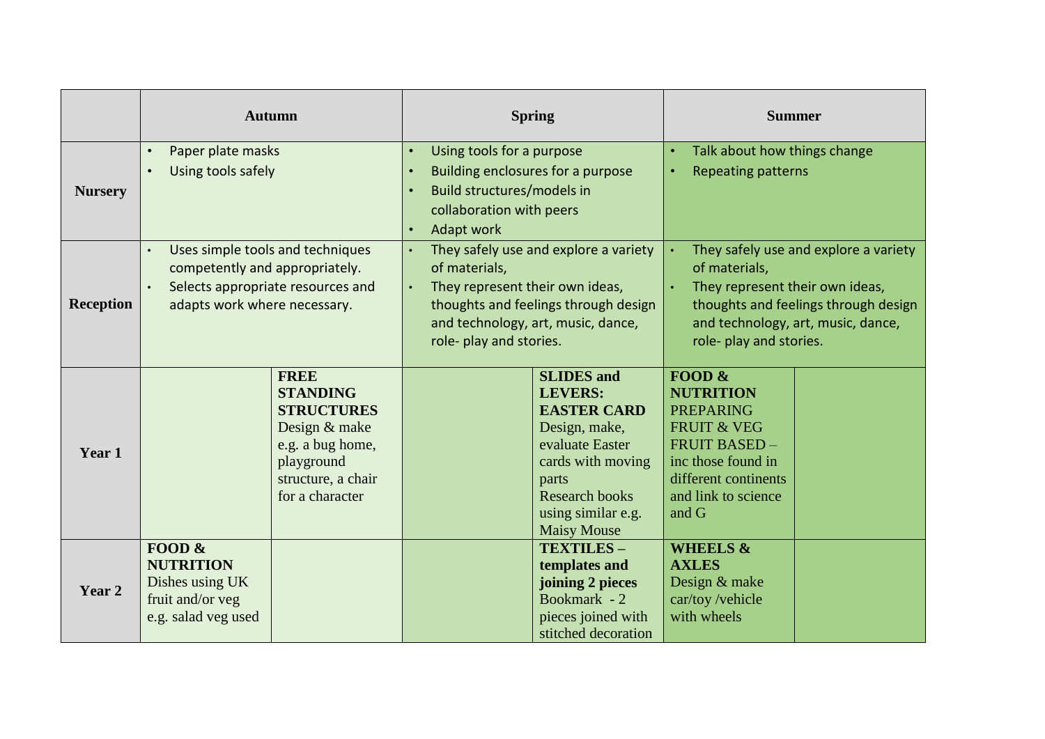| | Autumn | | Spring | | Summer | |
|---|---|---|---|---|---|---|
| **Nursery** | • Paper plate masks<br>• Using tools safely | | • Using tools for a purpose<br>• Building enclosures for a purpose<br>• Build structures/models in collaboration with peers<br>• Adapt work | | • Talk about how things change<br>• Repeating patterns | |
| **Reception** | • Uses simple tools and techniques competently and appropriately.<br>• Selects appropriate resources and adapts work where necessary. | | • They safely use and explore a variety of materials,<br>• They represent their own ideas, thoughts and feelings through design and technology, art, music, dance, role- play and stories. | | • They safely use and explore a variety of materials,<br>• They represent their own ideas, thoughts and feelings through design and technology, art, music, dance, role- play and stories. | |
| **Year 1** | | **FREE STANDING STRUCTURES** Design & make e.g. a bug home, playground structure, a chair for a character | | **SLIDES and LEVERS: EASTER CARD** Design, make, evaluate Easter cards with moving parts Research books using similar e.g. Maisy Mouse | **FOOD & NUTRITION** PREPARING FRUIT & VEG FRUIT BASED – inc those found in different continents and link to science and G | |
| **Year 2** | **FOOD & NUTRITION** Dishes using UK fruit and/or veg e.g. salad veg used | | | **TEXTILES – templates and joining 2 pieces** Bookmark - 2 pieces joined with stitched decoration | **WHEELS & AXLES** Design & make car/toy /vehicle with wheels | |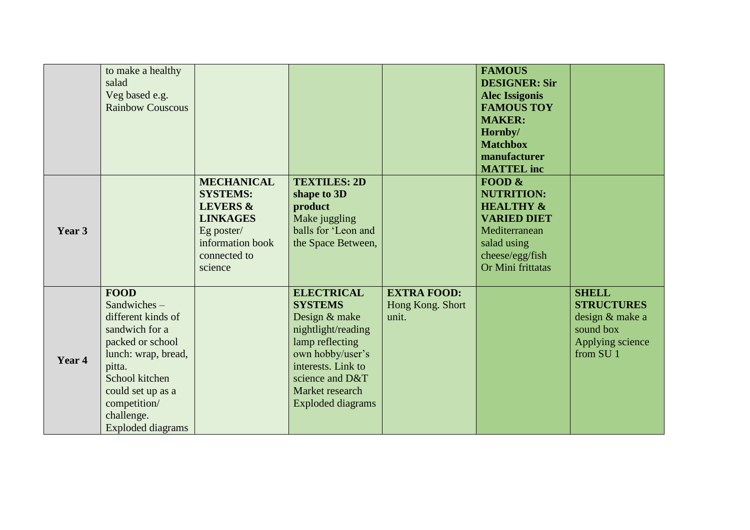| | | | | | | |
|---|---|---|---|---|---|---|
| | to make a healthy salad<br>Veg based e.g. Rainbow Couscous | | | | **FAMOUS DESIGNER: Sir Alec Issigonis**<br>**FAMOUS TOY MAKER: Hornby/ Matchbox manufacturer MATTEL inc** | |
| **Year 3** | | **MECHANICAL SYSTEMS: LEVERS & LINKAGES**<br>Eg poster/ information book connected to science | **TEXTILES: 2D shape to 3D product**<br>Make juggling balls for 'Leon and the Space Between, | | **FOOD & NUTRITION: HEALTHY & VARIED DIET**<br>Mediterranean salad using cheese/egg/fish Or Mini frittatas | |
| **Year 4** | **FOOD**<br>Sandwiches – different kinds of sandwich for a packed or school lunch: wrap, bread, pitta.<br>School kitchen could set up as a competition/ challenge.<br>Exploded diagrams | | **ELECTRICAL SYSTEMS**<br>Design & make nightlight/reading lamp reflecting own hobby/user's interests. Link to science and D&T<br>Market research<br>Exploded diagrams | **EXTRA FOOD:**<br>Hong Kong. Short unit. | | **SHELL STRUCTURES**<br>design & make a sound box<br>Applying science from SU 1 |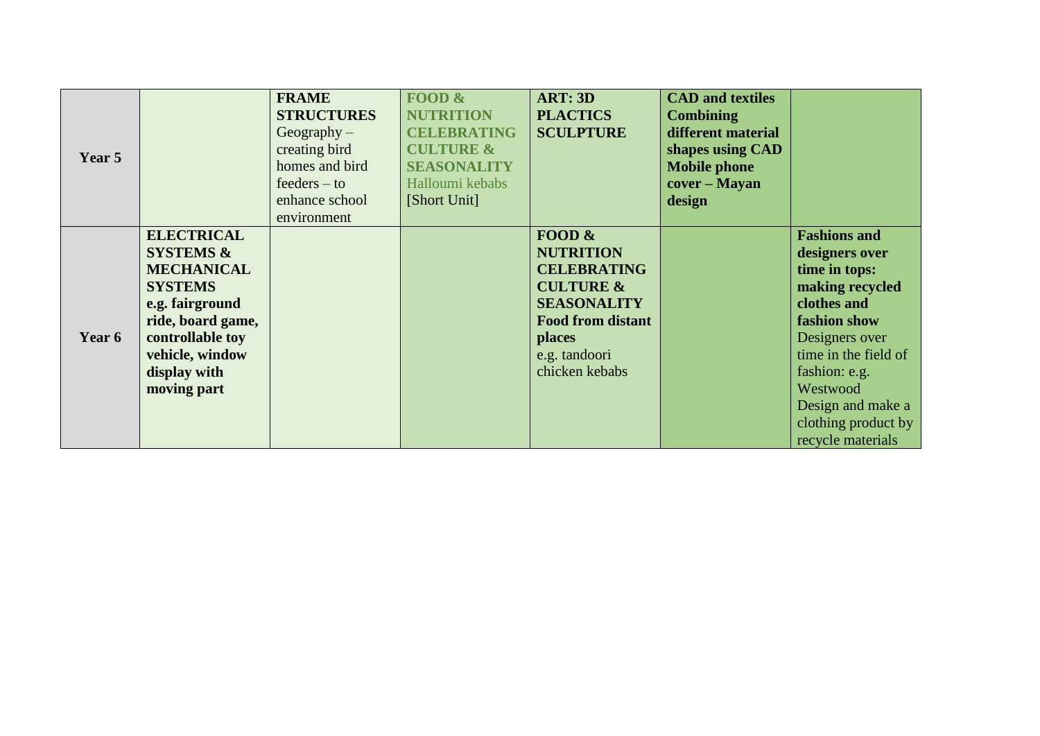| | | | | | | |
|---|---|---|---|---|---|---|
| **Year 5** | | **FRAME STRUCTURES** Geography – creating bird homes and bird feeders – to enhance school environment | **FOOD & NUTRITION CELEBRATING CULTURE & SEASONALITY** Halloumi kebabs [Short Unit] | **ART: 3D PLACTICS SCULPTURE** | **CAD and textiles Combining different material shapes using CAD Mobile phone cover – Mayan design** | |
| **Year 6** | **ELECTRICAL SYSTEMS & MECHANICAL SYSTEMS e.g. fairground ride, board game, controllable toy vehicle, window display with moving part** | | | **FOOD & NUTRITION CELEBRATING CULTURE & SEASONALITY Food from distant places** e.g. tandoori chicken kebabs | | **Fashions and designers over time in tops: making recycled clothes and fashion show** Designers over time in the field of fashion: e.g. Westwood Design and make a clothing product by recycle materials |